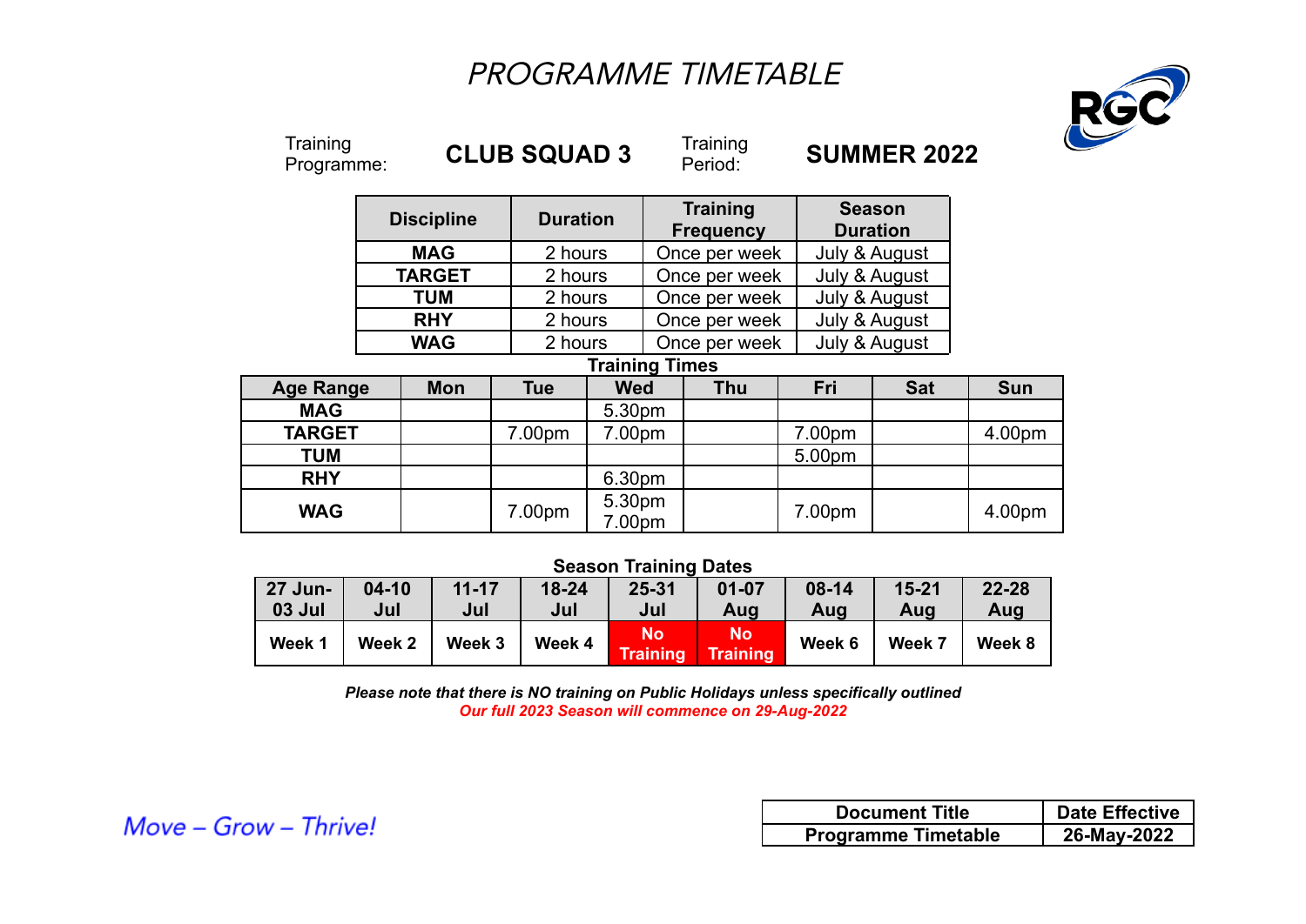# PROGRAMME TIMETABLE

Training Programme: **CLUB SQUAD 3** Training Period: **SUMMER 2022**

| Discipline | Duration | Training Frequency | Season Duration |
|---|---|---|---|
| **MAG** | 2 hours | Once per week | July & August |
| **TARGET** | 2 hours | Once per week | July & August |
| **TUM** | 2 hours | Once per week | July & August |
| **RHY** | 2 hours | Once per week | July & August |
| **WAG** | 2 hours | Once per week | July & August |

**Training Times**

| Age Range | Mon | Tue | Wed | Thu | Fri | Sat | Sun |
|---|---|---|---|---|---|---|---|
| **MAG** | | | 5.30pm | | | | |
| **TARGET** | | 7.00pm | 7.00pm | | 7.00pm | | 4.00pm |
| **TUM** | | | | | 5.00pm | | |
| **RHY** | | | 6.30pm | | | | |
| **WAG** | | 7.00pm | 5.30pm 7.00pm | | 7.00pm | | 4.00pm |

**Season Training Dates**

| 27 Jun-03 Jul | 04-10 Jul | 11-17 Jul | 18-24 Jul | 25-31 Jul | 01-07 Aug | 08-14 Aug | 15-21 Aug | 22-28 Aug |
|---|---|---|---|---|---|---|---|---|
| Week 1 | Week 2 | Week 3 | Week 4 | No Training | No Training | Week 6 | Week 7 | Week 8 |

***Please note that there is NO training on Public Holidays unless specifically outlined***

***Our full 2023 Season will commence on 29-Aug-2022***

*Move – Grow – Thrive!*

| Document Title | Date Effective |
|---|---|
| Programme Timetable | 26-May-2022 |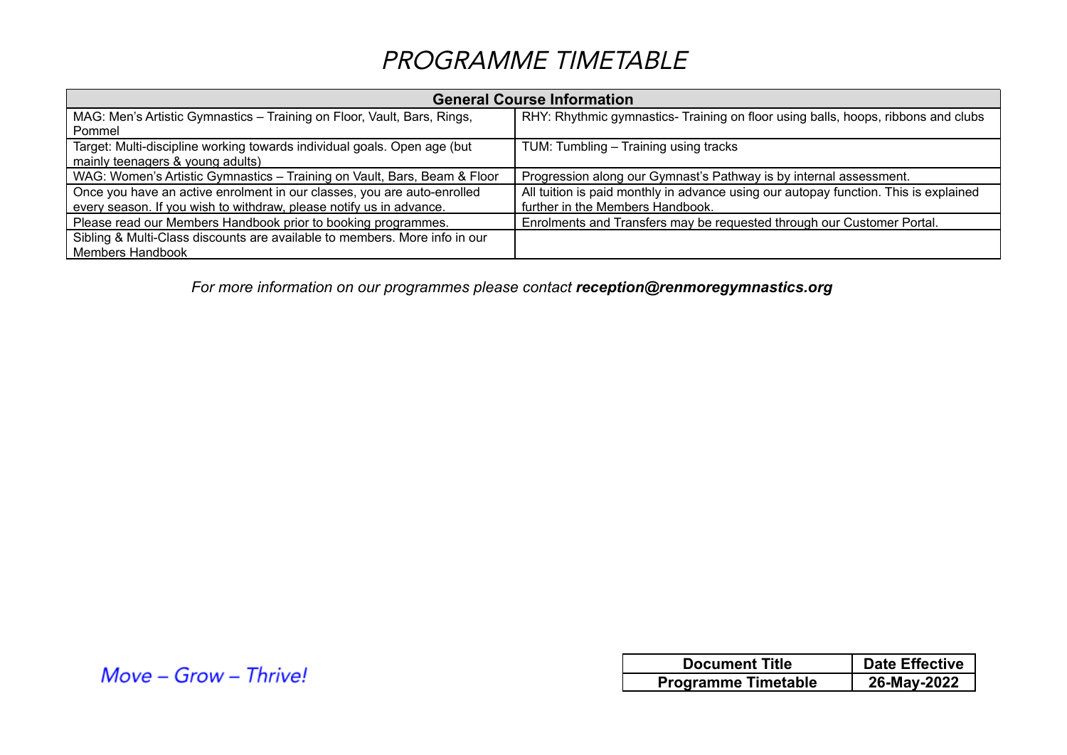# PROGRAMME TIMETABLE

| General Course Information | |
|---|---|
| MAG: Men's Artistic Gymnastics – Training on Floor, Vault, Bars, Rings, Pommel | RHY: Rhythmic gymnastics- Training on floor using balls, hoops, ribbons and clubs |
| Target: Multi-discipline working towards individual goals. Open age (but mainly teenagers & young adults) | TUM: Tumbling – Training using tracks |
| WAG: Women's Artistic Gymnastics – Training on Vault, Bars, Beam & Floor | Progression along our Gymnast's Pathway is by internal assessment. |
| Once you have an active enrolment in our classes, you are auto-enrolled every season. If you wish to withdraw, please notify us in advance. | All tuition is paid monthly in advance using our autopay function. This is explained further in the Members Handbook. |
| Please read our Members Handbook prior to booking programmes. | Enrolments and Transfers may be requested through our Customer Portal. |
| Sibling & Multi-Class discounts are available to members. More info in our Members Handbook | |

*For more information on our programmes please contact **reception@renmoregymnastics.org***

*Move – Grow – Thrive!*

| Document Title | Date Effective |
|---|---|
| Programme Timetable | 26-May-2022 |